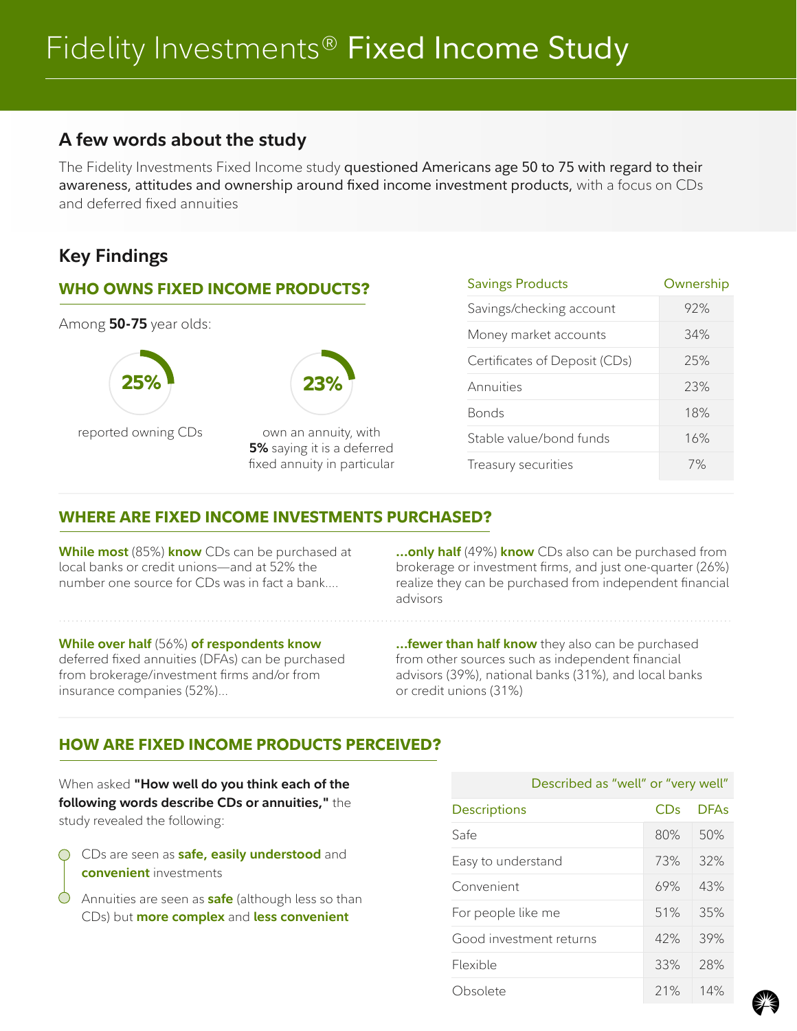# Fidelity Investments® Fixed Income Study

## A few words about the study

The Fidelity Investments Fixed Income study **questioned Americans age 50 to 75 with regard to their awareness, attitudes and ownership around fixed income investment products,** with a focus on CDs and deferred fixed annuities

## Key Findings

### WHO OWNS FIXED INCOME PRODUCTS?

Among **50-75** year olds:

**25%** reported owning CDs

**23%** own an annuity, with **5%** saying it is a deferred fixed annuity in particular

| Savings Products | Ownership |
|---|---|
| Savings/checking account | 92% |
| Money market accounts | 34% |
| Certificates of Deposit (CDs) | 25% |
| Annuities | 23% |
| Bonds | 18% |
| Stable value/bond funds | 16% |
| Treasury securities | 7% |

### WHERE ARE FIXED INCOME INVESTMENTS PURCHASED?

**While most** (85%) **know** CDs can be purchased at local banks or credit unions—and at 52% the number one source for CDs was in fact a bank....

**...only half** (49%) **know** CDs also can be purchased from brokerage or investment firms, and just one-quarter (26%) realize they can be purchased from independent financial advisors

**While over half** (56%) **of respondents know** deferred fixed annuities (DFAs) can be purchased from brokerage/investment firms and/or from insurance companies (52%)...

**...fewer than half know** they also can be purchased from other sources such as independent financial advisors (39%), national banks (31%), and local banks or credit unions (31%)

### HOW ARE FIXED INCOME PRODUCTS PERCEIVED?

When asked **"How well do you think each of the following words describe CDs or annuities,"** the study revealed the following:

- CDs are seen as **safe, easily understood** and **convenient** investments
- Annuities are seen as **safe** (although less so than CDs) but **more complex** and **less convenient**

| | Described as "well" or "very well" | |
|---|---|---|
| Descriptions | CDs | DFAs |
| Safe | 80% | 50% |
| Easy to understand | 73% | 32% |
| Convenient | 69% | 43% |
| For people like me | 51% | 35% |
| Good investment returns | 42% | 39% |
| Flexible | 33% | 28% |
| Obsolete | 21% | 14% |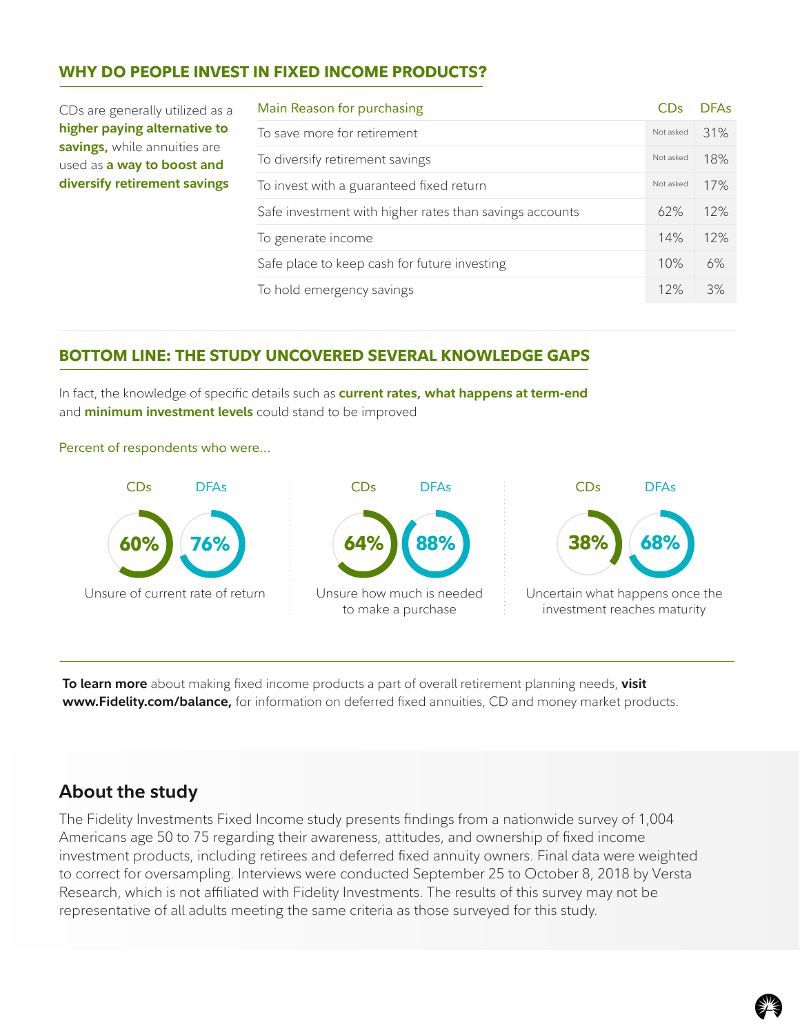## WHY DO PEOPLE INVEST IN FIXED INCOME PRODUCTS?

CDs are generally utilized as a **higher paying alternative to savings,** while annuities are used as **a way to boost and diversify retirement savings**

| Main Reason for purchasing | CDs | DFAs |
|---|---|---|
| To save more for retirement | Not asked | 31% |
| To diversify retirement savings | Not asked | 18% |
| To invest with a guaranteed fixed return | Not asked | 17% |
| Safe investment with higher rates than savings accounts | 62% | 12% |
| To generate income | 14% | 12% |
| Safe place to keep cash for future investing | 10% | 6% |
| To hold emergency savings | 12% | 3% |

## BOTTOM LINE: THE STUDY UNCOVERED SEVERAL KNOWLEDGE GAPS

In fact, the knowledge of specific details such as **current rates, what happens at term-end** and **minimum investment levels** could stand to be improved

Percent of respondents who were...

| | CDs | DFAs |
|---|---|---|
| Unsure of current rate of return | 60% | 76% |
| Unsure how much is needed to make a purchase | 64% | 88% |
| Uncertain what happens once the investment reaches maturity | 38% | 68% |

**To learn more** about making fixed income products a part of overall retirement planning needs, **visit www.Fidelity.com/balance,** for information on deferred fixed annuities, CD and money market products.

## About the study

The Fidelity Investments Fixed Income study presents findings from a nationwide survey of 1,004 Americans age 50 to 75 regarding their awareness, attitudes, and ownership of fixed income investment products, including retirees and deferred fixed annuity owners. Final data were weighted to correct for oversampling. Interviews were conducted September 25 to October 8, 2018 by Versta Research, which is not affiliated with Fidelity Investments. The results of this survey may not be representative of all adults meeting the same criteria as those surveyed for this study.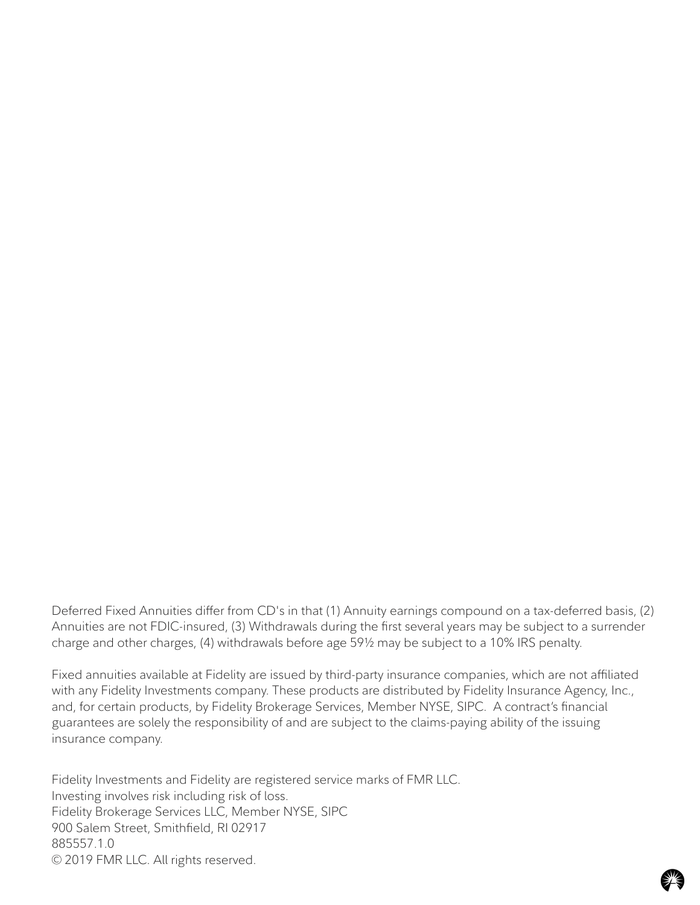Deferred Fixed Annuities differ from CD's in that (1) Annuity earnings compound on a tax-deferred basis, (2) Annuities are not FDIC-insured, (3) Withdrawals during the first several years may be subject to a surrender charge and other charges, (4) withdrawals before age 59½ may be subject to a 10% IRS penalty.

Fixed annuities available at Fidelity are issued by third-party insurance companies, which are not affiliated with any Fidelity Investments company. These products are distributed by Fidelity Insurance Agency, Inc., and, for certain products, by Fidelity Brokerage Services, Member NYSE, SIPC. A contract's financial guarantees are solely the responsibility of and are subject to the claims-paying ability of the issuing insurance company.

Fidelity Investments and Fidelity are registered service marks of FMR LLC.
Investing involves risk including risk of loss.
Fidelity Brokerage Services LLC, Member NYSE, SIPC
900 Salem Street, Smithfield, RI 02917
885557.1.0
© 2019 FMR LLC. All rights reserved.